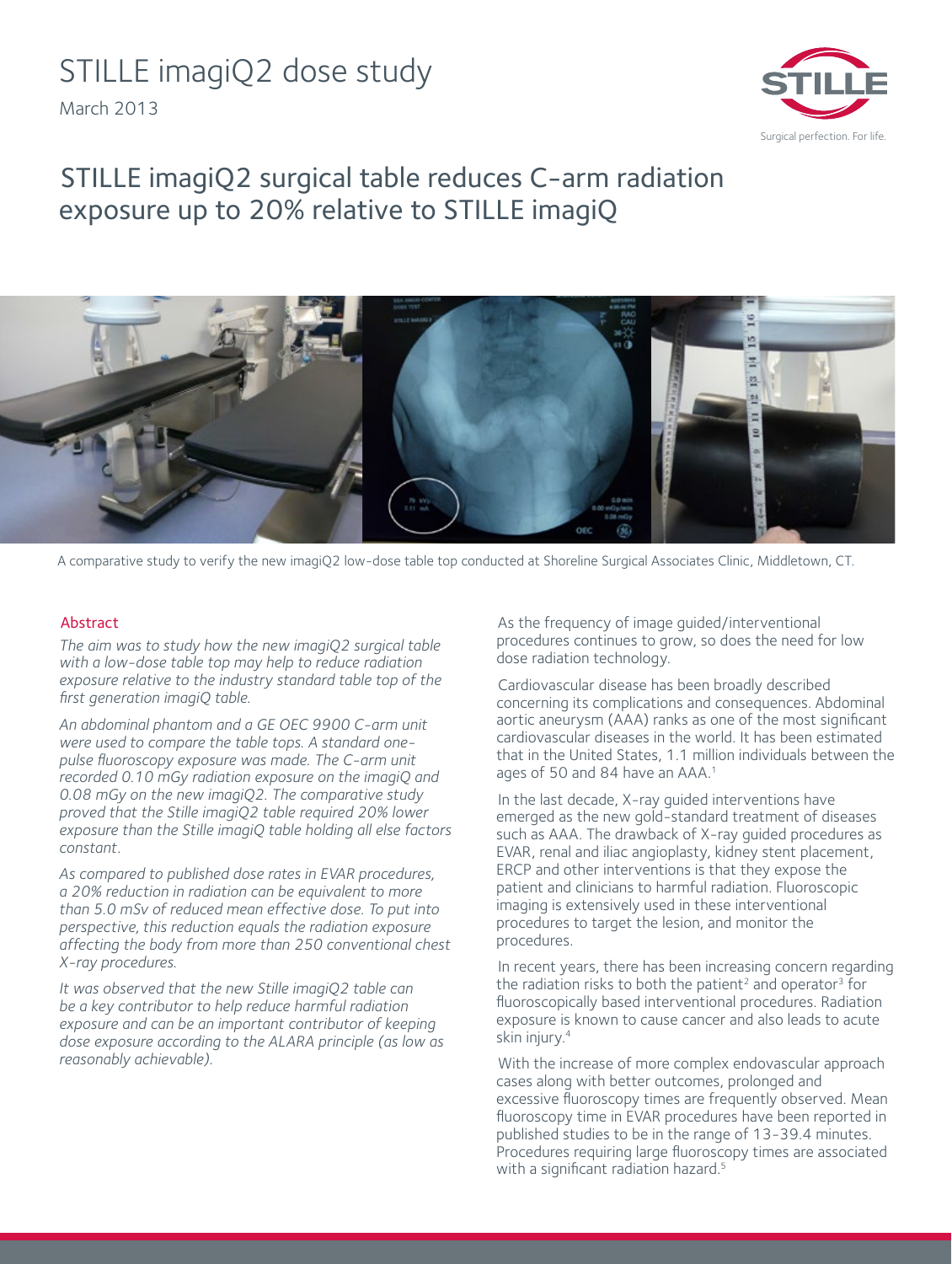# STILLE imagiQ2 dose study

March 2013

## STILLE imagiQ2 surgical table reduces C-arm radiation exposure up to 20% relative to STILLE imagiQ

A comparative study to verify the new imagiQ2 low-dose table top conducted at Shoreline Surgical Associates Clinic, Middletown, CT.

### Abstract

*The aim was to study how the new imagiQ2 surgical table with a low-dose table top may help to reduce radiation exposure relative to the industry standard table top of the first generation imagiQ table.*

*An abdominal phantom and a GE OEC 9900 C-arm unit were used to compare the table tops. A standard one-pulse fluoroscopy exposure was made. The C-arm unit recorded 0.10 mGy radiation exposure on the imagiQ and 0.08 mGy on the new imagiQ2. The comparative study proved that the Stille imagiQ2 table required 20% lower exposure than the Stille imagiQ table holding all else factors constant.*

*As compared to published dose rates in EVAR procedures, a 20% reduction in radiation can be equivalent to more than 5.0 mSv of reduced mean effective dose. To put into perspective, this reduction equals the radiation exposure affecting the body from more than 250 conventional chest X-ray procedures.*

*It was observed that the new Stille imagiQ2 table can be a key contributor to help reduce harmful radiation exposure and can be an important contributor of keeping dose exposure according to the ALARA principle (as low as reasonably achievable).*

As the frequency of image guided/interventional procedures continues to grow, so does the need for low dose radiation technology.

Cardiovascular disease has been broadly described concerning its complications and consequences. Abdominal aortic aneurysm (AAA) ranks as one of the most significant cardiovascular diseases in the world. It has been estimated that in the United States, 1.1 million individuals between the ages of 50 and 84 have an AAA.[1]

In the last decade, X-ray guided interventions have emerged as the new gold-standard treatment of diseases such as AAA. The drawback of X-ray guided procedures as EVAR, renal and iliac angioplasty, kidney stent placement, ERCP and other interventions is that they expose the patient and clinicians to harmful radiation. Fluoroscopic imaging is extensively used in these interventional procedures to target the lesion, and monitor the procedures.

In recent years, there has been increasing concern regarding the radiation risks to both the patient[2] and operator[3] for fluoroscopically based interventional procedures. Radiation exposure is known to cause cancer and also leads to acute skin injury.[4]

With the increase of more complex endovascular approach cases along with better outcomes, prolonged and excessive fluoroscopy times are frequently observed. Mean fluoroscopy time in EVAR procedures have been reported in published studies to be in the range of 13-39.4 minutes. Procedures requiring large fluoroscopy times are associated with a significant radiation hazard.[5]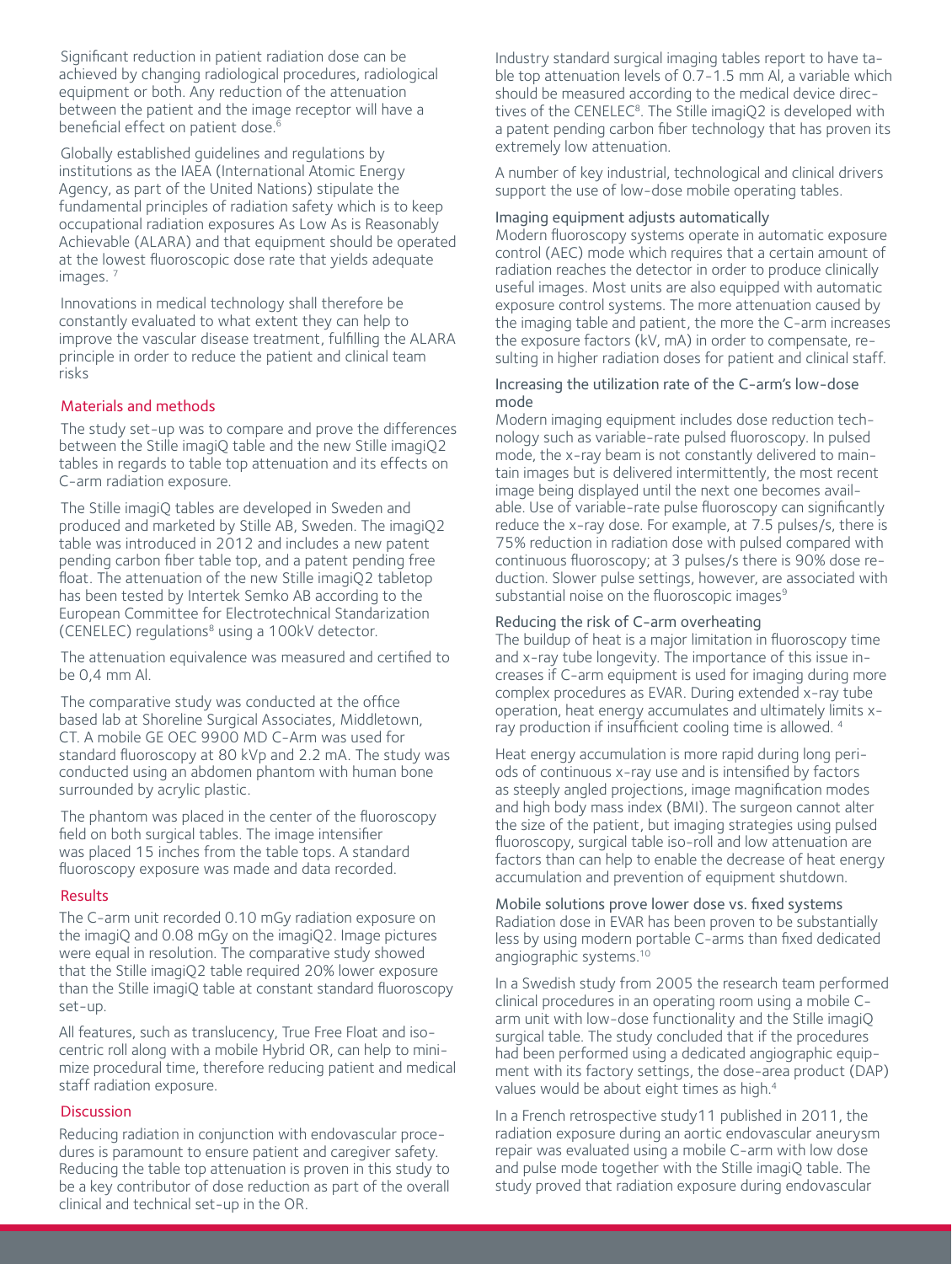Significant reduction in patient radiation dose can be achieved by changing radiological procedures, radiological equipment or both. Any reduction of the attenuation between the patient and the image receptor will have a beneficial effect on patient dose.[6]

Globally established guidelines and regulations by institutions as the IAEA (International Atomic Energy Agency, as part of the United Nations) stipulate the fundamental principles of radiation safety which is to keep occupational radiation exposures As Low As is Reasonably Achievable (ALARA) and that equipment should be operated at the lowest fluoroscopic dose rate that yields adequate images. [7]

Innovations in medical technology shall therefore be constantly evaluated to what extent they can help to improve the vascular disease treatment, fulfilling the ALARA principle in order to reduce the patient and clinical team risks

## Materials and methods

The study set-up was to compare and prove the differences between the Stille imagiQ table and the new Stille imagiQ2 tables in regards to table top attenuation and its effects on C-arm radiation exposure.

The Stille imagiQ tables are developed in Sweden and produced and marketed by Stille AB, Sweden. The imagiQ2 table was introduced in 2012 and includes a new patent pending carbon fiber table top, and a patent pending free float. The attenuation of the new Stille imagiQ2 tabletop has been tested by Intertek Semko AB according to the European Committee for Electrotechnical Standarization (CENELEC) regulations[8] using a 100kV detector.

The attenuation equivalence was measured and certified to be 0,4 mm Al.

The comparative study was conducted at the office based lab at Shoreline Surgical Associates, Middletown, CT. A mobile GE OEC 9900 MD C-Arm was used for standard fluoroscopy at 80 kVp and 2.2 mA. The study was conducted using an abdomen phantom with human bone surrounded by acrylic plastic.

The phantom was placed in the center of the fluoroscopy field on both surgical tables. The image intensifier was placed 15 inches from the table tops. A standard fluoroscopy exposure was made and data recorded.

## Results

The C-arm unit recorded 0.10 mGy radiation exposure on the imagiQ and 0.08 mGy on the imagiQ2. Image pictures were equal in resolution. The comparative study showed that the Stille imagiQ2 table required 20% lower exposure than the Stille imagiQ table at constant standard fluoroscopy set-up.

All features, such as translucency, True Free Float and isocentric roll along with a mobile Hybrid OR, can help to minimize procedural time, therefore reducing patient and medical staff radiation exposure.

## Discussion

Reducing radiation in conjunction with endovascular procedures is paramount to ensure patient and caregiver safety. Reducing the table top attenuation is proven in this study to be a key contributor of dose reduction as part of the overall clinical and technical set-up in the OR.

Industry standard surgical imaging tables report to have table top attenuation levels of 0.7-1.5 mm Al, a variable which should be measured according to the medical device directives of the CENELEC[8]. The Stille imagiQ2 is developed with a patent pending carbon fiber technology that has proven its extremely low attenuation.

A number of key industrial, technological and clinical drivers support the use of low-dose mobile operating tables.

### Imaging equipment adjusts automatically

Modern fluoroscopy systems operate in automatic exposure control (AEC) mode which requires that a certain amount of radiation reaches the detector in order to produce clinically useful images. Most units are also equipped with automatic exposure control systems. The more attenuation caused by the imaging table and patient, the more the C-arm increases the exposure factors (kV, mA) in order to compensate, resulting in higher radiation doses for patient and clinical staff.

### Increasing the utilization rate of the C-arm's low-dose mode

Modern imaging equipment includes dose reduction technology such as variable-rate pulsed fluoroscopy. In pulsed mode, the x-ray beam is not constantly delivered to maintain images but is delivered intermittently, the most recent image being displayed until the next one becomes available. Use of variable-rate pulse fluoroscopy can significantly reduce the x-ray dose. For example, at 7.5 pulses/s, there is 75% reduction in radiation dose with pulsed compared with continuous fluoroscopy; at 3 pulses/s there is 90% dose reduction. Slower pulse settings, however, are associated with substantial noise on the fluoroscopic images[9]

### Reducing the risk of C-arm overheating

The buildup of heat is a major limitation in fluoroscopy time and x-ray tube longevity. The importance of this issue increases if C-arm equipment is used for imaging during more complex procedures as EVAR. During extended x-ray tube operation, heat energy accumulates and ultimately limits x-ray production if insufficient cooling time is allowed. [4]

Heat energy accumulation is more rapid during long periods of continuous x-ray use and is intensified by factors as steeply angled projections, image magnification modes and high body mass index (BMI). The surgeon cannot alter the size of the patient, but imaging strategies using pulsed fluoroscopy, surgical table iso-roll and low attenuation are factors than can help to enable the decrease of heat energy accumulation and prevention of equipment shutdown.

### Mobile solutions prove lower dose vs. fixed systems

Radiation dose in EVAR has been proven to be substantially less by using modern portable C-arms than fixed dedicated angiographic systems.[10]

In a Swedish study from 2005 the research team performed clinical procedures in an operating room using a mobile C-arm unit with low-dose functionality and the Stille imagiQ surgical table. The study concluded that if the procedures had been performed using a dedicated angiographic equipment with its factory settings, the dose-area product (DAP) values would be about eight times as high.[4]

In a French retrospective study11 published in 2011, the radiation exposure during an aortic endovascular aneurysm repair was evaluated using a mobile C-arm with low dose and pulse mode together with the Stille imagiQ table. The study proved that radiation exposure during endovascular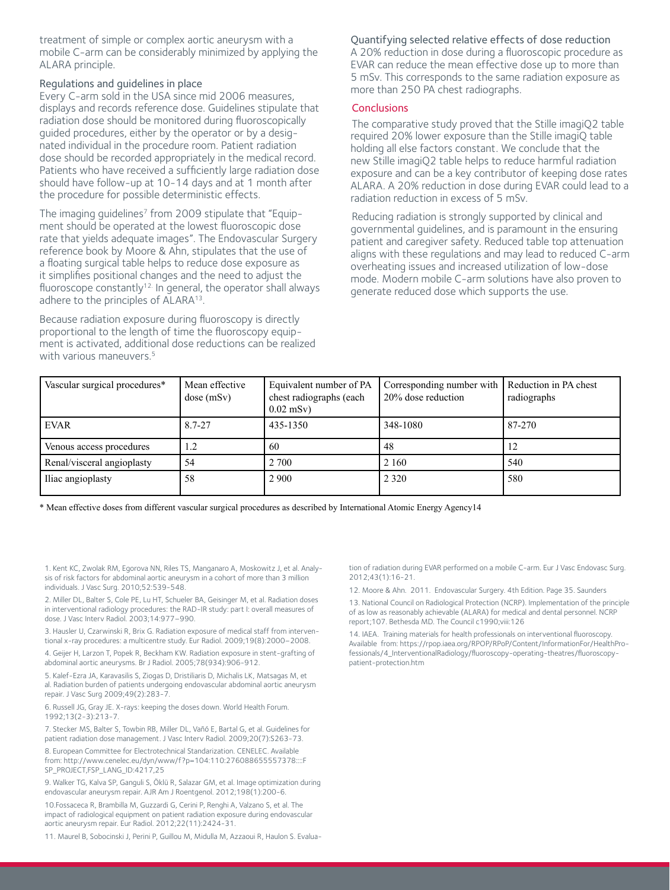treatment of simple or complex aortic aneurysm with a mobile C-arm can be considerably minimized by applying the ALARA principle.

### Regulations and guidelines in place

Every C-arm sold in the USA since mid 2006 measures, displays and records reference dose. Guidelines stipulate that radiation dose should be monitored during fluoroscopically guided procedures, either by the operator or by a designated individual in the procedure room. Patient radiation dose should be recorded appropriately in the medical record. Patients who have received a sufficiently large radiation dose should have follow-up at 10-14 days and at 1 month after the procedure for possible deterministic effects.

The imaging guidelines[7] from 2009 stipulate that "Equipment should be operated at the lowest fluoroscopic dose rate that yields adequate images". The Endovascular Surgery reference book by Moore & Ahn, stipulates that the use of a floating surgical table helps to reduce dose exposure as it simplifies positional changes and the need to adjust the fluoroscope constantly[12]. In general, the operator shall always adhere to the principles of ALARA[13].

Because radiation exposure during fluoroscopy is directly proportional to the length of time the fluoroscopy equipment is activated, additional dose reductions can be realized with various maneuvers.[5]

### Quantifying selected relative effects of dose reduction

A 20% reduction in dose during a fluoroscopic procedure as EVAR can reduce the mean effective dose up to more than 5 mSv. This corresponds to the same radiation exposure as more than 250 PA chest radiographs.

### Conclusions

The comparative study proved that the Stille imagiQ2 table required 20% lower exposure than the Stille imagiQ table holding all else factors constant. We conclude that the new Stille imagiQ2 table helps to reduce harmful radiation exposure and can be a key contributor of keeping dose rates ALARA. A 20% reduction in dose during EVAR could lead to a radiation reduction in excess of 5 mSv.

Reducing radiation is strongly supported by clinical and governmental guidelines, and is paramount in the ensuring patient and caregiver safety. Reduced table top attenuation aligns with these regulations and may lead to reduced C-arm overheating issues and increased utilization of low-dose mode. Modern mobile C-arm solutions have also proven to generate reduced dose which supports the use.

| Vascular surgical procedures* | Mean effective dose (mSv) | Equivalent number of PA chest radiographs (each 0.02 mSv) | Corresponding number with 20% dose reduction | Reduction in PA chest radiographs |
|---|---|---|---|---|
| EVAR | 8.7-27 | 435-1350 | 348-1080 | 87-270 |
| Venous access procedures | 1.2 | 60 | 48 | 12 |
| Renal/visceral angioplasty | 54 | 2 700 | 2 160 | 540 |
| Iliac angioplasty | 58 | 2 900 | 2 320 | 580 |

* Mean effective doses from different vascular surgical procedures as described by International Atomic Energy Agency14

1. Kent KC, Zwolak RM, Egorova NN, Riles TS, Manganaro A, Moskowitz J, et al. Analysis of risk factors for abdominal aortic aneurysm in a cohort of more than 3 million individuals. J Vasc Surg. 2010;52:539-548.

2. Miller DL, Balter S, Cole PE, Lu HT, Schueler BA, Geisinger M, et al. Radiation doses in interventional radiology procedures: the RAD-IR study: part I: overall measures of dose. J Vasc Interv Radiol. 2003;14:977–990.

3. Hausler U, Czarwinski R, Brix G. Radiation exposure of medical staff from interventional x-ray procedures: a multicentre study. Eur Radiol. 2009;19(8):2000–2008.

4. Geijer H, Larzon T, Popek R, Beckham KW. Radiation exposure in stent-grafting of abdominal aortic aneurysms. Br J Radiol. 2005;78(934):906-912.

5. Kalef-Ezra JA, Karavasilis S, Ziogas D, Dristiliaris D, Michalis LK, Matsagas M, et al. Radiation burden of patients undergoing endovascular abdominal aortic aneurysm repair. J Vasc Surg 2009;49(2):283-7.

6. Russell JG, Gray JE. X-rays: keeping the doses down. World Health Forum. 1992;13(2-3):213-7.

7. Stecker MS, Balter S, Towbin RB, Miller DL, Vañó E, Bartal G, et al. Guidelines for patient radiation dose management. J Vasc Interv Radiol. 2009;20(7):S263-73.

8. European Committee for Electrotechnical Standarization. CENELEC. Available from: http://www.cenelec.eu/dyn/www/f?p=104:110:276088655557378::::FSP_PROJECT,FSP_LANG_ID:4217,25

9. Walker TG, Kalva SP, Ganguli S, Öklü R, Salazar GM, et al. Image optimization during endovascular aneurysm repair. AJR Am J Roentgenol. 2012;198(1):200-6.

10. Fossaceca R, Brambilla M, Guzzardi G, Cerini P, Renghi A, Valzano S, et al. The impact of radiological equipment on patient radiation exposure during endovascular aortic aneurysm repair. Eur Radiol. 2012;22(11):2424-31.

11. Maurel B, Sobocinski J, Perini P, Guillou M, Midulla M, Azzaoui R, Haulon S. Evaluation of radiation during EVAR performed on a mobile C-arm. Eur J Vasc Endovasc Surg. 2012;43(1):16-21.

12. Moore & Ahn. 2011. Endovascular Surgery. 4th Edition. Page 35. Saunders

13. National Council on Radiological Protection (NCRP). Implementation of the principle of as low as reasonably achievable (ALARA) for medical and dental personnel. NCRP report;107. Bethesda MD. The Council c1990;viii:126

14. IAEA. Training materials for health professionals on interventional fluoroscopy. Available from: https://rpop.iaea.org/RPOP/RPoP/Content/InformationFor/HealthProfessionals/4_InterventionalRadiology/fluoroscopy-operating-theatres/fluoroscopy-patient-protection.htm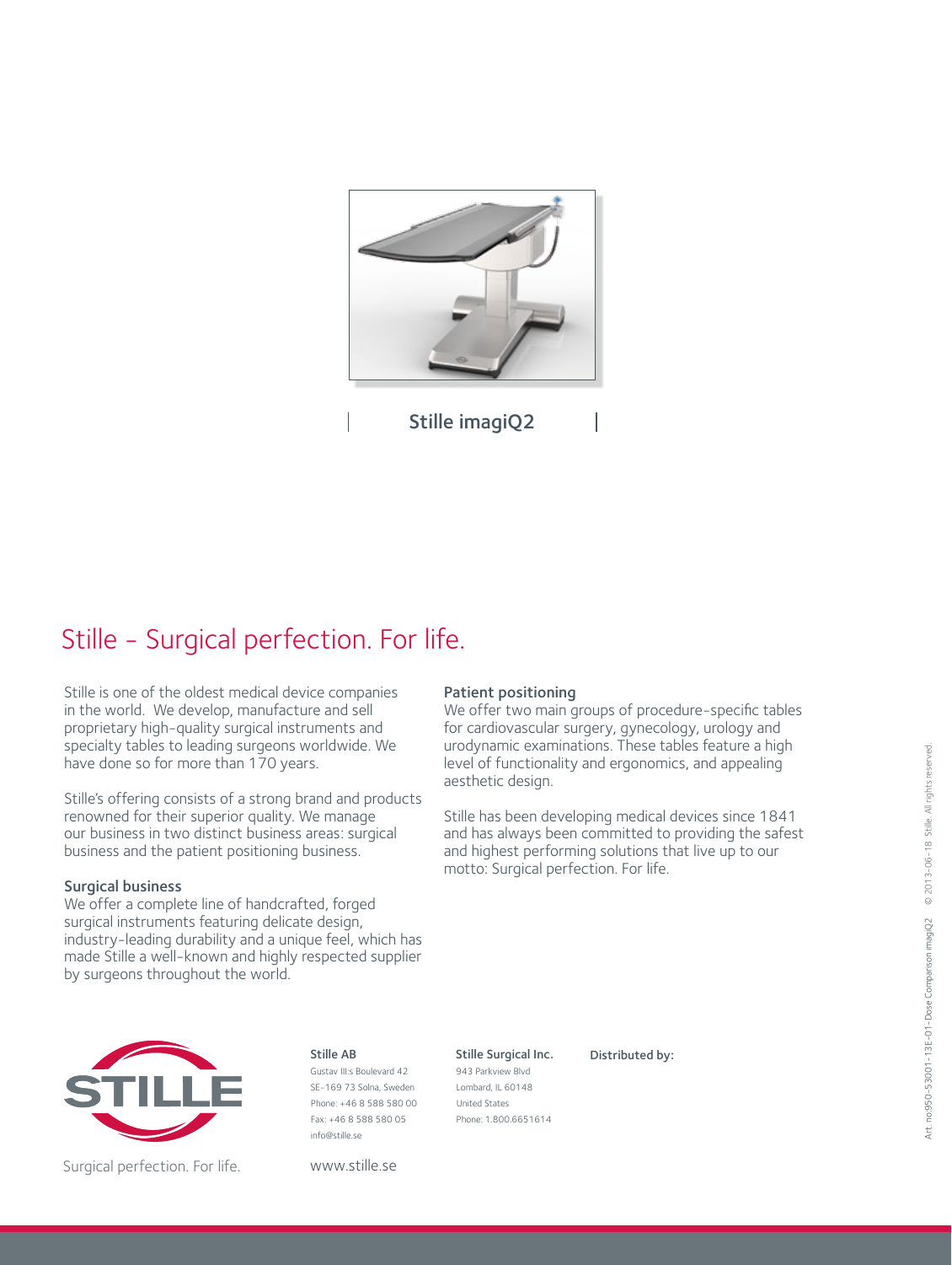Stille imagiQ2

# Stille - Surgical perfection. For life.

Stille is one of the oldest medical device companies in the world. We develop, manufacture and sell proprietary high-quality surgical instruments and specialty tables to leading surgeons worldwide. We have done so for more than 170 years.

Stille's offering consists of a strong brand and products renowned for their superior quality. We manage our business in two distinct business areas: surgical business and the patient positioning business.

**Surgical business**

We offer a complete line of handcrafted, forged surgical instruments featuring delicate design, industry-leading durability and a unique feel, which has made Stille a well-known and highly respected supplier by surgeons throughout the world.

**Patient positioning**

We offer two main groups of procedure-specific tables for cardiovascular surgery, gynecology, urology and urodynamic examinations. These tables feature a high level of functionality and ergonomics, and appealing aesthetic design.

Stille has been developing medical devices since 1841 and has always been committed to providing the safest and highest performing solutions that live up to our motto: Surgical perfection. For life.

STILLE

Surgical perfection. For life.

**Stille AB**
Gustav III:s Boulevard 42
SE-169 73 Solna, Sweden
Phone: +46 8 588 580 00
Fax: +46 8 588 580 05
info@stille.se

www.stille.se

**Stille Surgical Inc.**
943 Parkview Blvd
Lombard, IL 60148
United States
Phone: 1.800.6651614

**Distributed by:**

Art. no:950-53001-13E-01-Dose Comparison imagiQ2 © 2013-06-18 Stille. All rights reserved.